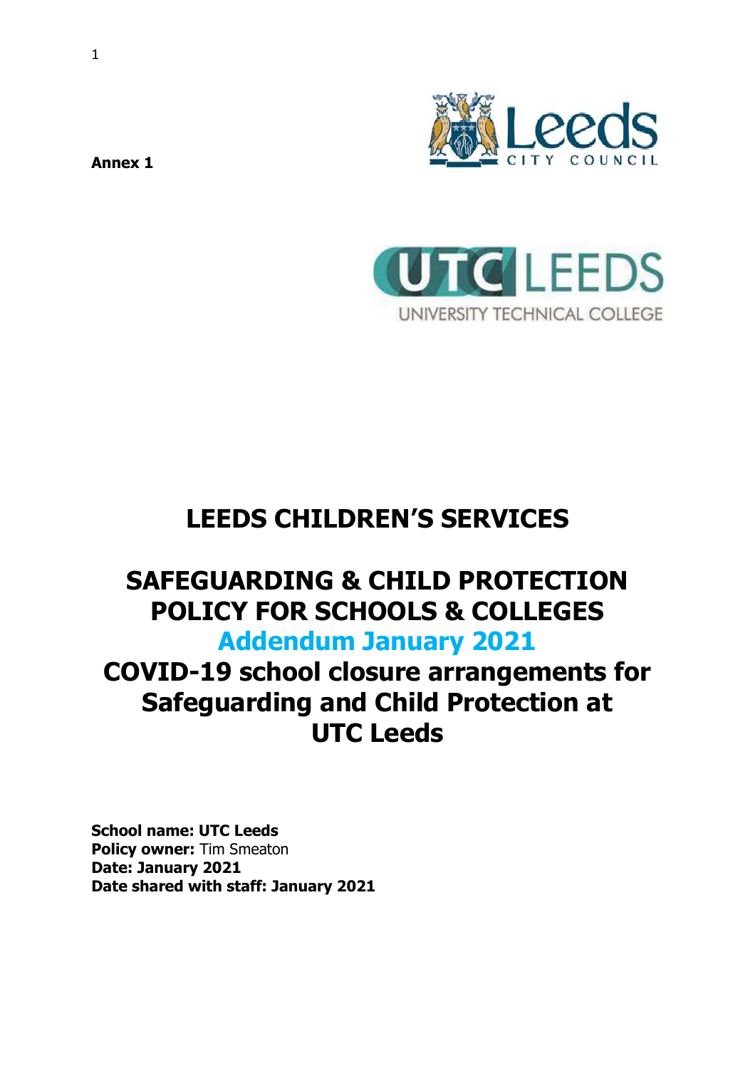**Annex 1**

# LEEDS CHILDREN'S SERVICES

# SAFEGUARDING & CHILD PROTECTION POLICY FOR SCHOOLS & COLLEGES

## Addendum January 2021

## COVID-19 school closure arrangements for Safeguarding and Child Protection at UTC Leeds

**School name: UTC Leeds**
**Policy owner:** Tim Smeaton
**Date: January 2021**
**Date shared with staff: January 2021**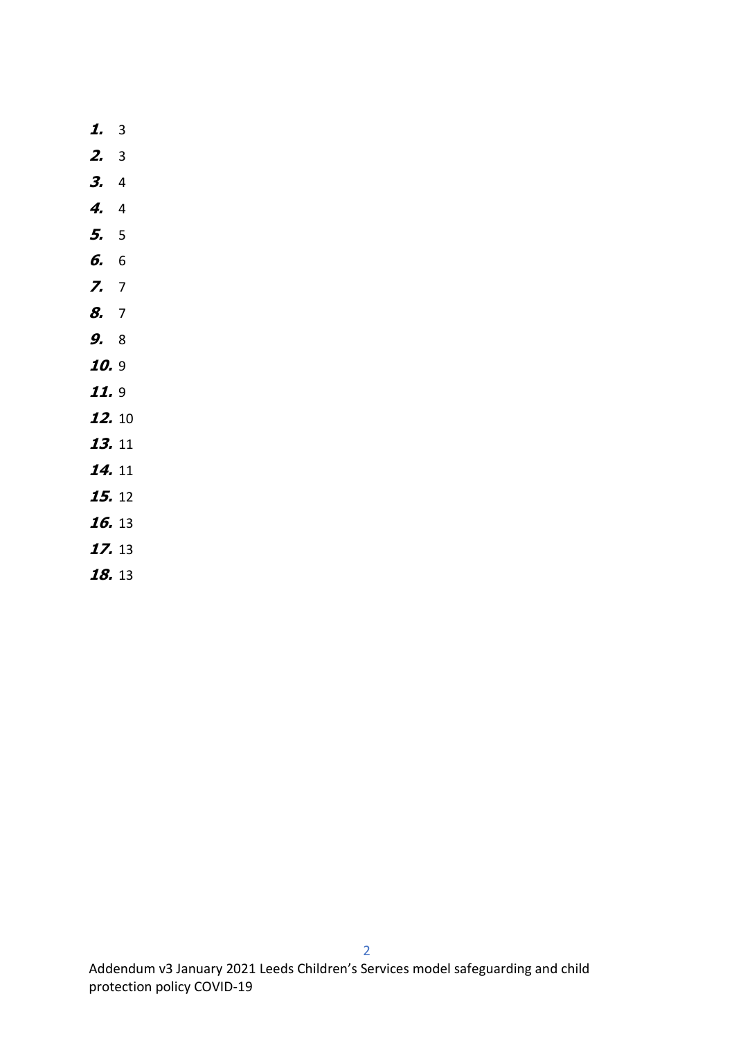***1.*** 3

***2.*** 3

***3.*** 4

***4.*** 4

***5.*** 5

***6.*** 6

***7.*** 7

***8.*** 7

***9.*** 8

***10.*** 9

***11.*** 9

***12.*** 10

***13.*** 11

***14.*** 11

***15.*** 12

***16.*** 13

***17.*** 13

***18.*** 13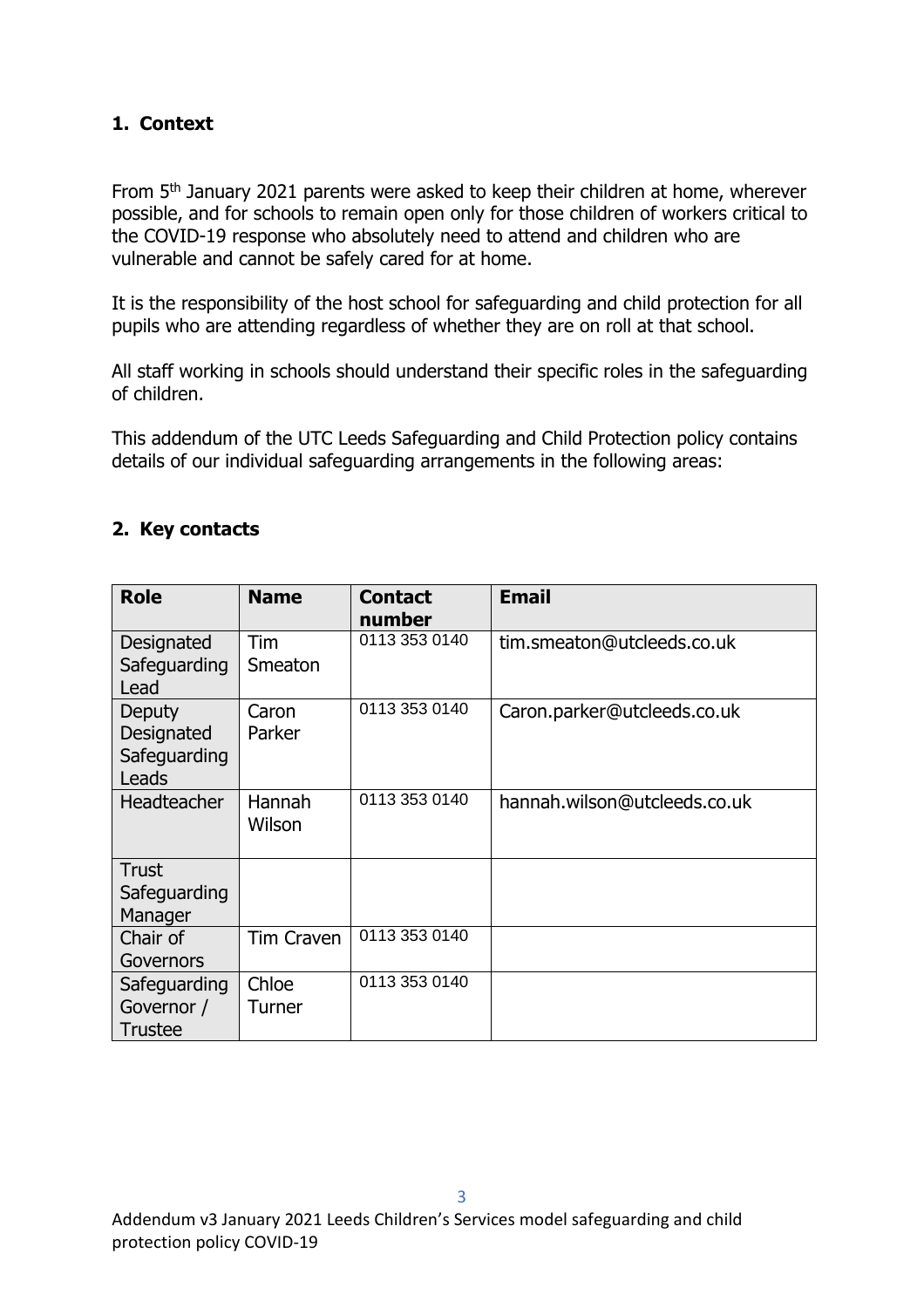## 1. Context

From 5th January 2021 parents were asked to keep their children at home, wherever possible, and for schools to remain open only for those children of workers critical to the COVID-19 response who absolutely need to attend and children who are vulnerable and cannot be safely cared for at home.

It is the responsibility of the host school for safeguarding and child protection for all pupils who are attending regardless of whether they are on roll at that school.

All staff working in schools should understand their specific roles in the safeguarding of children.

This addendum of the UTC Leeds Safeguarding and Child Protection policy contains details of our individual safeguarding arrangements in the following areas:

## 2. Key contacts

| Role | Name | Contact number | Email |
|---|---|---|---|
| Designated Safeguarding Lead | Tim Smeaton | 0113 353 0140 | tim.smeaton@utcleeds.co.uk |
| Deputy Designated Safeguarding Leads | Caron Parker | 0113 353 0140 | Caron.parker@utcleeds.co.uk |
| Headteacher | Hannah Wilson | 0113 353 0140 | hannah.wilson@utcleeds.co.uk |
| Trust Safeguarding Manager | | | |
| Chair of Governors | Tim Craven | 0113 353 0140 | |
| Safeguarding Governor / Trustee | Chloe Turner | 0113 353 0140 | |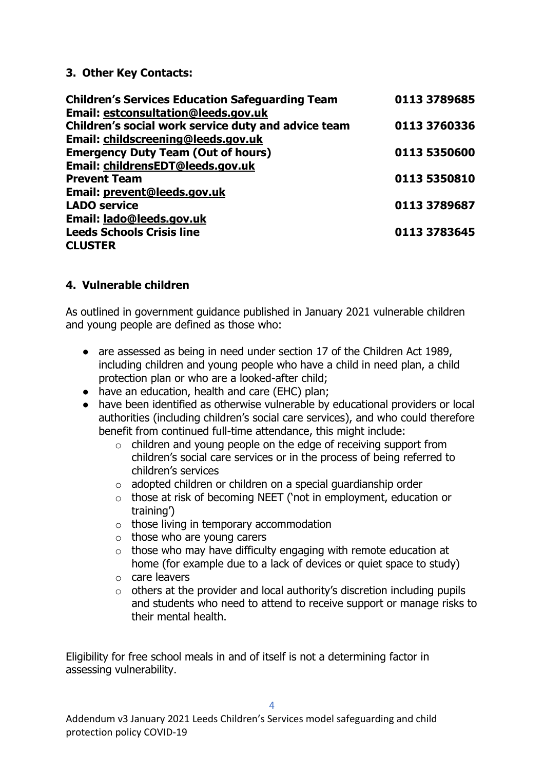## 3. Other Key Contacts:

| | |
|---|---|
| **Children's Services Education Safeguarding Team** | **0113 3789685** |
| **Email: estconsultation@leeds.gov.uk** | |
| **Children's social work service duty and advice team** | **0113 3760336** |
| **Email: childscreening@leeds.gov.uk** | |
| **Emergency Duty Team (Out of hours)** | **0113 5350600** |
| **Email: childrensEDT@leeds.gov.uk** | |
| **Prevent Team** | **0113 5350810** |
| **Email: prevent@leeds.gov.uk** | |
| **LADO service** | **0113 3789687** |
| **Email: lado@leeds.gov.uk** | |
| **Leeds Schools Crisis line** | **0113 3783645** |
| **CLUSTER** | |

## 4. Vulnerable children

As outlined in government guidance published in January 2021 vulnerable children and young people are defined as those who:

- are assessed as being in need under section 17 of the Children Act 1989, including children and young people who have a child in need plan, a child protection plan or who are a looked-after child;
- have an education, health and care (EHC) plan;
- have been identified as otherwise vulnerable by educational providers or local authorities (including children's social care services), and who could therefore benefit from continued full-time attendance, this might include:
  - children and young people on the edge of receiving support from children's social care services or in the process of being referred to children's services
  - adopted children or children on a special guardianship order
  - those at risk of becoming NEET ('not in employment, education or training')
  - those living in temporary accommodation
  - those who are young carers
  - those who may have difficulty engaging with remote education at home (for example due to a lack of devices or quiet space to study)
  - care leavers
  - others at the provider and local authority's discretion including pupils and students who need to attend to receive support or manage risks to their mental health.

Eligibility for free school meals in and of itself is not a determining factor in assessing vulnerability.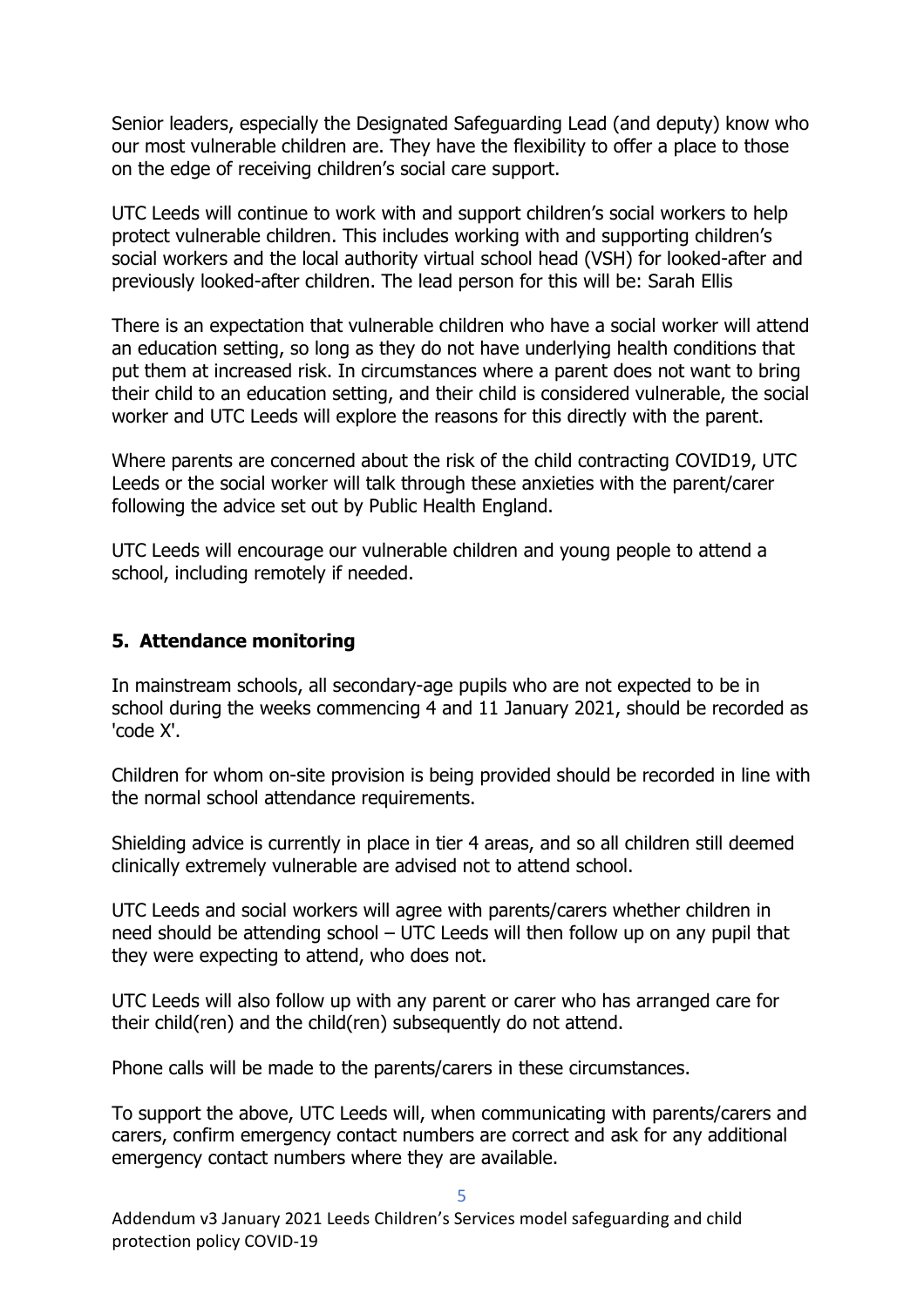Senior leaders, especially the Designated Safeguarding Lead (and deputy) know who our most vulnerable children are. They have the flexibility to offer a place to those on the edge of receiving children's social care support.

UTC Leeds will continue to work with and support children's social workers to help protect vulnerable children. This includes working with and supporting children's social workers and the local authority virtual school head (VSH) for looked-after and previously looked-after children. The lead person for this will be: Sarah Ellis

There is an expectation that vulnerable children who have a social worker will attend an education setting, so long as they do not have underlying health conditions that put them at increased risk. In circumstances where a parent does not want to bring their child to an education setting, and their child is considered vulnerable, the social worker and UTC Leeds will explore the reasons for this directly with the parent.

Where parents are concerned about the risk of the child contracting COVID19, UTC Leeds or the social worker will talk through these anxieties with the parent/carer following the advice set out by Public Health England.

UTC Leeds will encourage our vulnerable children and young people to attend a school, including remotely if needed.

## 5. Attendance monitoring

In mainstream schools, all secondary-age pupils who are not expected to be in school during the weeks commencing 4 and 11 January 2021, should be recorded as 'code X'.

Children for whom on-site provision is being provided should be recorded in line with the normal school attendance requirements.

Shielding advice is currently in place in tier 4 areas, and so all children still deemed clinically extremely vulnerable are advised not to attend school.

UTC Leeds and social workers will agree with parents/carers whether children in need should be attending school – UTC Leeds will then follow up on any pupil that they were expecting to attend, who does not.

UTC Leeds will also follow up with any parent or carer who has arranged care for their child(ren) and the child(ren) subsequently do not attend.

Phone calls will be made to the parents/carers in these circumstances.

To support the above, UTC Leeds will, when communicating with parents/carers and carers, confirm emergency contact numbers are correct and ask for any additional emergency contact numbers where they are available.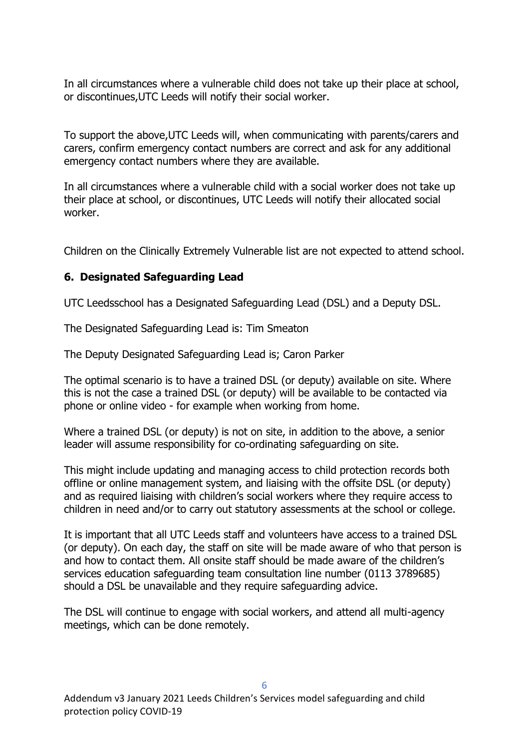In all circumstances where a vulnerable child does not take up their place at school, or discontinues,UTC Leeds will notify their social worker.

To support the above,UTC Leeds will, when communicating with parents/carers and carers, confirm emergency contact numbers are correct and ask for any additional emergency contact numbers where they are available.

In all circumstances where a vulnerable child with a social worker does not take up their place at school, or discontinues, UTC Leeds will notify their allocated social worker.

Children on the Clinically Extremely Vulnerable list are not expected to attend school.

### 6. Designated Safeguarding Lead

UTC Leedsschool has a Designated Safeguarding Lead (DSL) and a Deputy DSL.

The Designated Safeguarding Lead is: Tim Smeaton

The Deputy Designated Safeguarding Lead is; Caron Parker

The optimal scenario is to have a trained DSL (or deputy) available on site. Where this is not the case a trained DSL (or deputy) will be available to be contacted via phone or online video - for example when working from home.

Where a trained DSL (or deputy) is not on site, in addition to the above, a senior leader will assume responsibility for co-ordinating safeguarding on site.

This might include updating and managing access to child protection records both offline or online management system, and liaising with the offsite DSL (or deputy) and as required liaising with children's social workers where they require access to children in need and/or to carry out statutory assessments at the school or college.

It is important that all UTC Leeds staff and volunteers have access to a trained DSL (or deputy). On each day, the staff on site will be made aware of who that person is and how to contact them. All onsite staff should be made aware of the children's services education safeguarding team consultation line number (0113 3789685) should a DSL be unavailable and they require safeguarding advice.

The DSL will continue to engage with social workers, and attend all multi-agency meetings, which can be done remotely.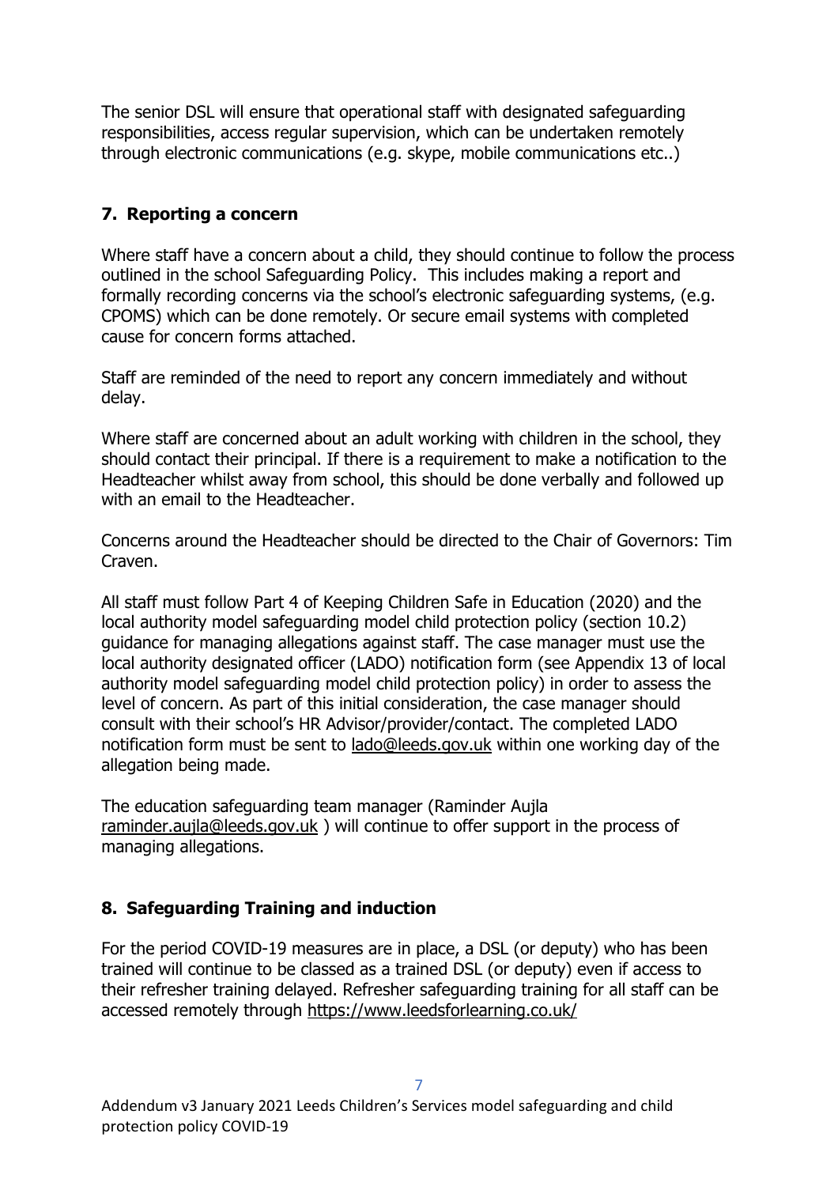The senior DSL will ensure that operational staff with designated safeguarding responsibilities, access regular supervision, which can be undertaken remotely through electronic communications (e.g. skype, mobile communications etc..)

## 7. Reporting a concern

Where staff have a concern about a child, they should continue to follow the process outlined in the school Safeguarding Policy. This includes making a report and formally recording concerns via the school's electronic safeguarding systems, (e.g. CPOMS) which can be done remotely. Or secure email systems with completed cause for concern forms attached.

Staff are reminded of the need to report any concern immediately and without delay.

Where staff are concerned about an adult working with children in the school, they should contact their principal. If there is a requirement to make a notification to the Headteacher whilst away from school, this should be done verbally and followed up with an email to the Headteacher.

Concerns around the Headteacher should be directed to the Chair of Governors: Tim Craven.

All staff must follow Part 4 of Keeping Children Safe in Education (2020) and the local authority model safeguarding model child protection policy (section 10.2) guidance for managing allegations against staff. The case manager must use the local authority designated officer (LADO) notification form (see Appendix 13 of local authority model safeguarding model child protection policy) in order to assess the level of concern. As part of this initial consideration, the case manager should consult with their school's HR Advisor/provider/contact. The completed LADO notification form must be sent to lado@leeds.gov.uk within one working day of the allegation being made.

The education safeguarding team manager (Raminder Aujla raminder.aujla@leeds.gov.uk ) will continue to offer support in the process of managing allegations.

## 8. Safeguarding Training and induction

For the period COVID-19 measures are in place, a DSL (or deputy) who has been trained will continue to be classed as a trained DSL (or deputy) even if access to their refresher training delayed. Refresher safeguarding training for all staff can be accessed remotely through https://www.leedsforlearning.co.uk/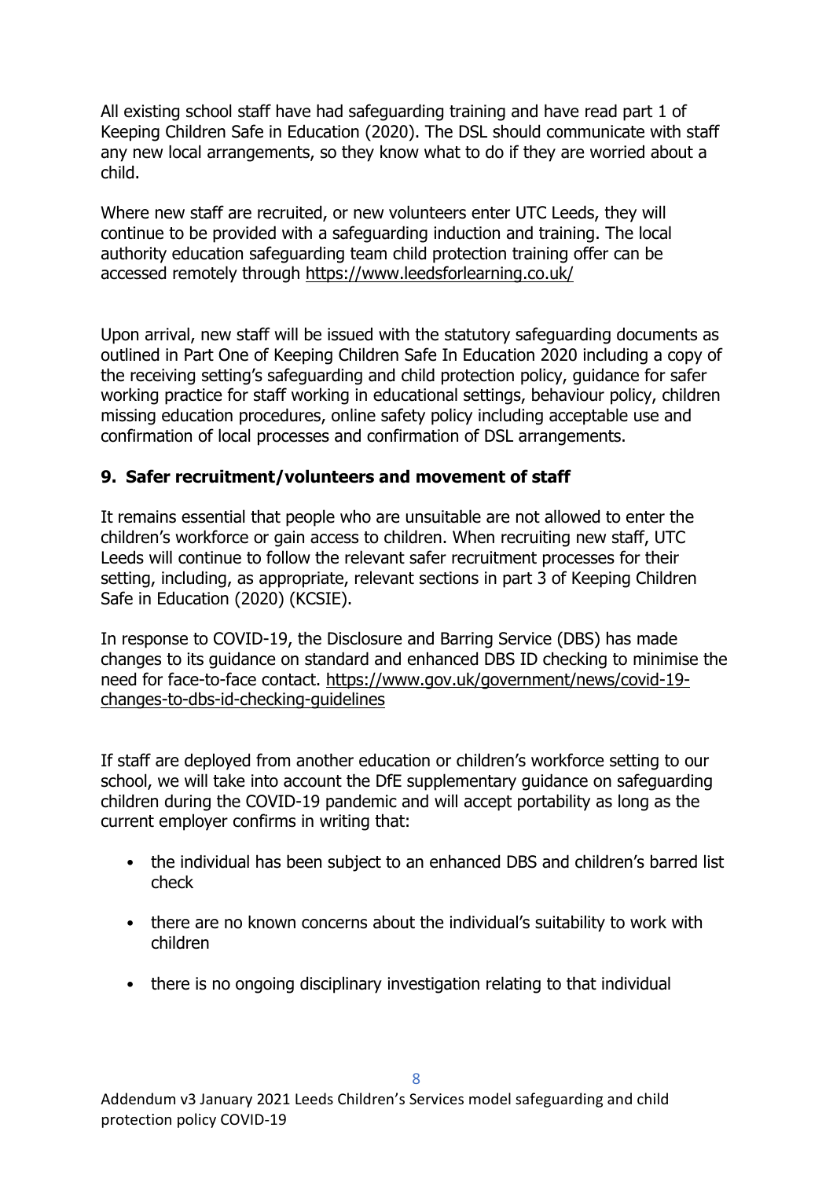All existing school staff have had safeguarding training and have read part 1 of Keeping Children Safe in Education (2020). The DSL should communicate with staff any new local arrangements, so they know what to do if they are worried about a child.

Where new staff are recruited, or new volunteers enter UTC Leeds, they will continue to be provided with a safeguarding induction and training. The local authority education safeguarding team child protection training offer can be accessed remotely through https://www.leedsforlearning.co.uk/

Upon arrival, new staff will be issued with the statutory safeguarding documents as outlined in Part One of Keeping Children Safe In Education 2020 including a copy of the receiving setting's safeguarding and child protection policy, guidance for safer working practice for staff working in educational settings, behaviour policy, children missing education procedures, online safety policy including acceptable use and confirmation of local processes and confirmation of DSL arrangements.

## 9. Safer recruitment/volunteers and movement of staff

It remains essential that people who are unsuitable are not allowed to enter the children's workforce or gain access to children. When recruiting new staff, UTC Leeds will continue to follow the relevant safer recruitment processes for their setting, including, as appropriate, relevant sections in part 3 of Keeping Children Safe in Education (2020) (KCSIE).

In response to COVID-19, the Disclosure and Barring Service (DBS) has made changes to its guidance on standard and enhanced DBS ID checking to minimise the need for face-to-face contact. https://www.gov.uk/government/news/covid-19-changes-to-dbs-id-checking-guidelines

If staff are deployed from another education or children's workforce setting to our school, we will take into account the DfE supplementary guidance on safeguarding children during the COVID-19 pandemic and will accept portability as long as the current employer confirms in writing that:

- the individual has been subject to an enhanced DBS and children's barred list check
- there are no known concerns about the individual's suitability to work with children
- there is no ongoing disciplinary investigation relating to that individual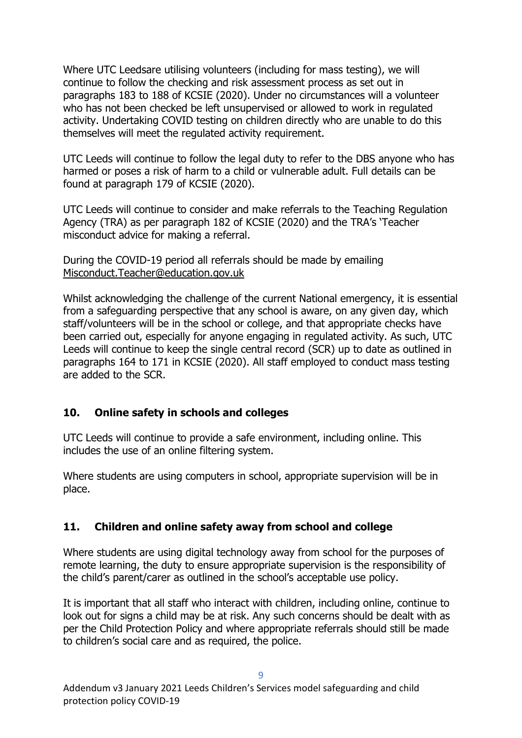Where UTC Leedsare utilising volunteers (including for mass testing), we will continue to follow the checking and risk assessment process as set out in paragraphs 183 to 188 of KCSIE (2020). Under no circumstances will a volunteer who has not been checked be left unsupervised or allowed to work in regulated activity. Undertaking COVID testing on children directly who are unable to do this themselves will meet the regulated activity requirement.

UTC Leeds will continue to follow the legal duty to refer to the DBS anyone who has harmed or poses a risk of harm to a child or vulnerable adult. Full details can be found at paragraph 179 of KCSIE (2020).

UTC Leeds will continue to consider and make referrals to the Teaching Regulation Agency (TRA) as per paragraph 182 of KCSIE (2020) and the TRA's 'Teacher misconduct advice for making a referral.

During the COVID-19 period all referrals should be made by emailing Misconduct.Teacher@education.gov.uk

Whilst acknowledging the challenge of the current National emergency, it is essential from a safeguarding perspective that any school is aware, on any given day, which staff/volunteers will be in the school or college, and that appropriate checks have been carried out, especially for anyone engaging in regulated activity. As such, UTC Leeds will continue to keep the single central record (SCR) up to date as outlined in paragraphs 164 to 171 in KCSIE (2020). All staff employed to conduct mass testing are added to the SCR.

## 10. Online safety in schools and colleges

UTC Leeds will continue to provide a safe environment, including online. This includes the use of an online filtering system.

Where students are using computers in school, appropriate supervision will be in place.

## 11. Children and online safety away from school and college

Where students are using digital technology away from school for the purposes of remote learning, the duty to ensure appropriate supervision is the responsibility of the child's parent/carer as outlined in the school's acceptable use policy.

It is important that all staff who interact with children, including online, continue to look out for signs a child may be at risk. Any such concerns should be dealt with as per the Child Protection Policy and where appropriate referrals should still be made to children's social care and as required, the police.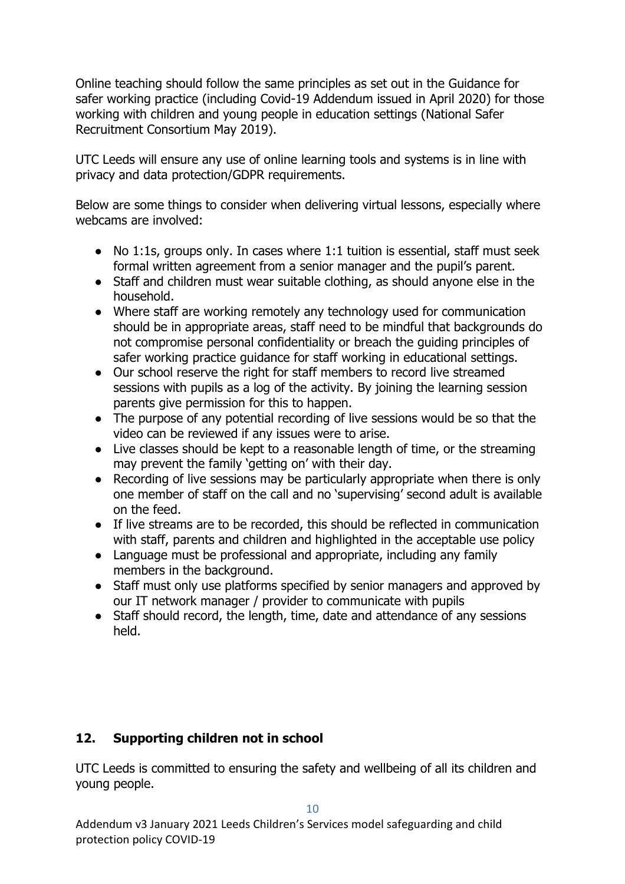Online teaching should follow the same principles as set out in the Guidance for safer working practice (including Covid-19 Addendum issued in April 2020) for those working with children and young people in education settings (National Safer Recruitment Consortium May 2019).

UTC Leeds will ensure any use of online learning tools and systems is in line with privacy and data protection/GDPR requirements.

Below are some things to consider when delivering virtual lessons, especially where webcams are involved:

- No 1:1s, groups only. In cases where 1:1 tuition is essential, staff must seek formal written agreement from a senior manager and the pupil's parent.
- Staff and children must wear suitable clothing, as should anyone else in the household.
- Where staff are working remotely any technology used for communication should be in appropriate areas, staff need to be mindful that backgrounds do not compromise personal confidentiality or breach the guiding principles of safer working practice guidance for staff working in educational settings.
- Our school reserve the right for staff members to record live streamed sessions with pupils as a log of the activity. By joining the learning session parents give permission for this to happen.
- The purpose of any potential recording of live sessions would be so that the video can be reviewed if any issues were to arise.
- Live classes should be kept to a reasonable length of time, or the streaming may prevent the family 'getting on' with their day.
- Recording of live sessions may be particularly appropriate when there is only one member of staff on the call and no 'supervising' second adult is available on the feed.
- If live streams are to be recorded, this should be reflected in communication with staff, parents and children and highlighted in the acceptable use policy
- Language must be professional and appropriate, including any family members in the background.
- Staff must only use platforms specified by senior managers and approved by our IT network manager / provider to communicate with pupils
- Staff should record, the length, time, date and attendance of any sessions held.

## 12. Supporting children not in school

UTC Leeds is committed to ensuring the safety and wellbeing of all its children and young people.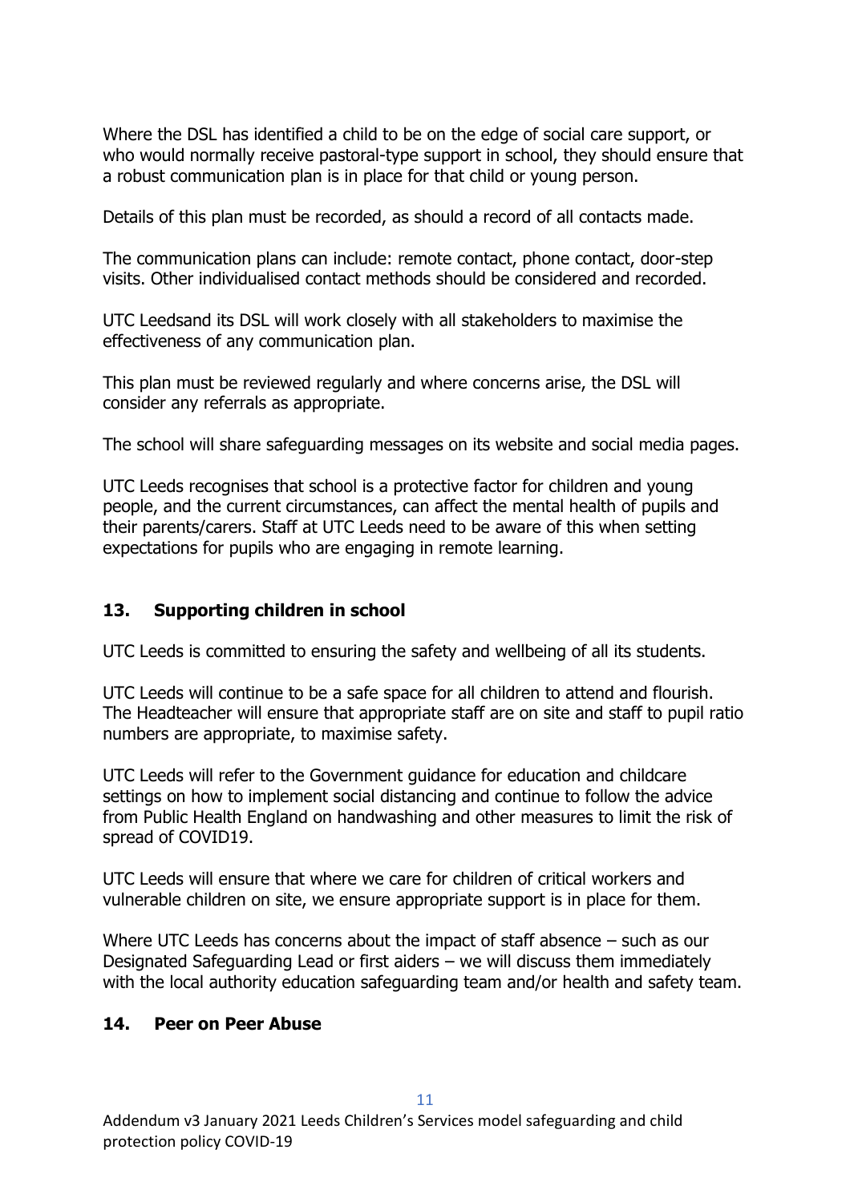Where the DSL has identified a child to be on the edge of social care support, or who would normally receive pastoral-type support in school, they should ensure that a robust communication plan is in place for that child or young person.

Details of this plan must be recorded, as should a record of all contacts made.

The communication plans can include: remote contact, phone contact, door-step visits. Other individualised contact methods should be considered and recorded.

UTC Leedsand its DSL will work closely with all stakeholders to maximise the effectiveness of any communication plan.

This plan must be reviewed regularly and where concerns arise, the DSL will consider any referrals as appropriate.

The school will share safeguarding messages on its website and social media pages.

UTC Leeds recognises that school is a protective factor for children and young people, and the current circumstances, can affect the mental health of pupils and their parents/carers. Staff at UTC Leeds need to be aware of this when setting expectations for pupils who are engaging in remote learning.

## 13. Supporting children in school

UTC Leeds is committed to ensuring the safety and wellbeing of all its students.

UTC Leeds will continue to be a safe space for all children to attend and flourish. The Headteacher will ensure that appropriate staff are on site and staff to pupil ratio numbers are appropriate, to maximise safety.

UTC Leeds will refer to the Government guidance for education and childcare settings on how to implement social distancing and continue to follow the advice from Public Health England on handwashing and other measures to limit the risk of spread of COVID19.

UTC Leeds will ensure that where we care for children of critical workers and vulnerable children on site, we ensure appropriate support is in place for them.

Where UTC Leeds has concerns about the impact of staff absence – such as our Designated Safeguarding Lead or first aiders – we will discuss them immediately with the local authority education safeguarding team and/or health and safety team.

## 14. Peer on Peer Abuse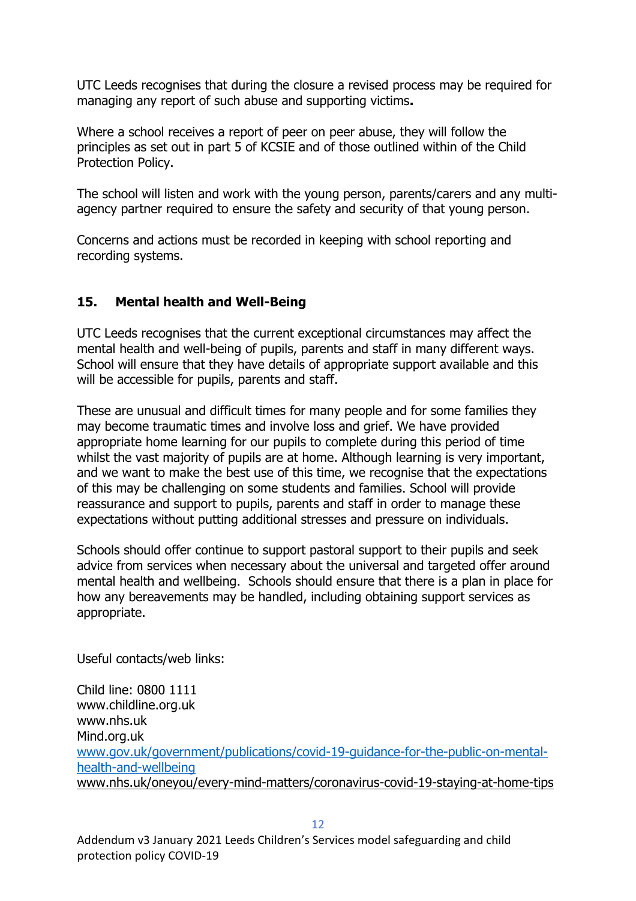UTC Leeds recognises that during the closure a revised process may be required for managing any report of such abuse and supporting victims**.**

Where a school receives a report of peer on peer abuse, they will follow the principles as set out in part 5 of KCSIE and of those outlined within of the Child Protection Policy.

The school will listen and work with the young person, parents/carers and any multi-agency partner required to ensure the safety and security of that young person.

Concerns and actions must be recorded in keeping with school reporting and recording systems.

## 15. Mental health and Well-Being

UTC Leeds recognises that the current exceptional circumstances may affect the mental health and well-being of pupils, parents and staff in many different ways. School will ensure that they have details of appropriate support available and this will be accessible for pupils, parents and staff.

These are unusual and difficult times for many people and for some families they may become traumatic times and involve loss and grief. We have provided appropriate home learning for our pupils to complete during this period of time whilst the vast majority of pupils are at home. Although learning is very important, and we want to make the best use of this time, we recognise that the expectations of this may be challenging on some students and families. School will provide reassurance and support to pupils, parents and staff in order to manage these expectations without putting additional stresses and pressure on individuals.

Schools should offer continue to support pastoral support to their pupils and seek advice from services when necessary about the universal and targeted offer around mental health and wellbeing. Schools should ensure that there is a plan in place for how any bereavements may be handled, including obtaining support services as appropriate.

Useful contacts/web links:

Child line: 0800 1111
www.childline.org.uk
www.nhs.uk
Mind.org.uk
www.gov.uk/government/publications/covid-19-guidance-for-the-public-on-mental-health-and-wellbeing
www.nhs.uk/oneyou/every-mind-matters/coronavirus-covid-19-staying-at-home-tips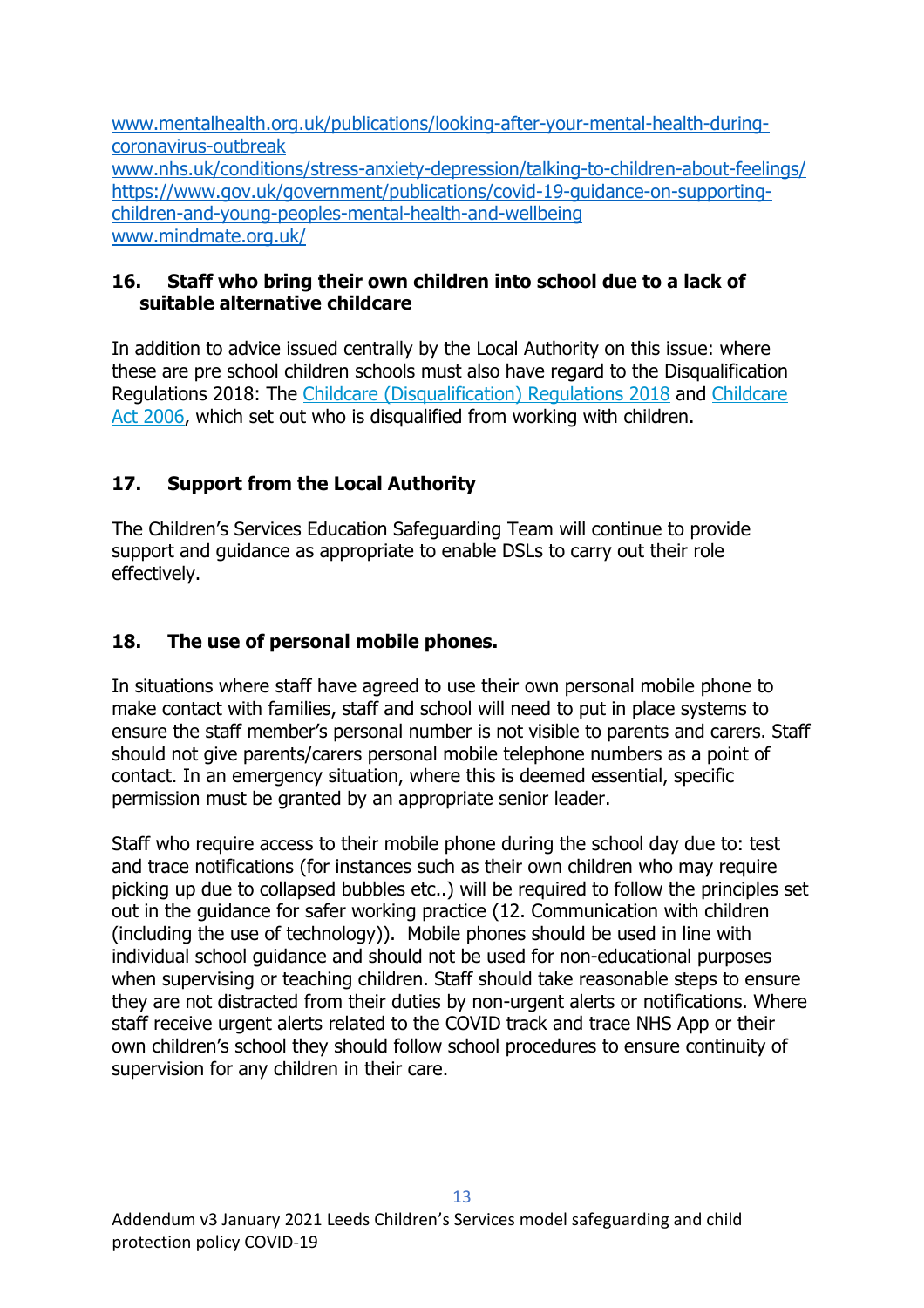[www.mentalhealth.org.uk/publications/looking-after-your-mental-health-during-coronavirus-outbreak](http://www.mentalhealth.org.uk/publications/looking-after-your-mental-health-during-coronavirus-outbreak)
[www.nhs.uk/conditions/stress-anxiety-depression/talking-to-children-about-feelings/](http://www.nhs.uk/conditions/stress-anxiety-depression/talking-to-children-about-feelings/)
[https://www.gov.uk/government/publications/covid-19-guidance-on-supporting-children-and-young-peoples-mental-health-and-wellbeing](https://www.gov.uk/government/publications/covid-19-guidance-on-supporting-children-and-young-peoples-mental-health-and-wellbeing)
[www.mindmate.org.uk/](http://www.mindmate.org.uk/)

## 16. Staff who bring their own children into school due to a lack of suitable alternative childcare

In addition to advice issued centrally by the Local Authority on this issue: where these are pre school children schools must also have regard to the Disqualification Regulations 2018: The Childcare (Disqualification) Regulations 2018 and Childcare Act 2006, which set out who is disqualified from working with children.

## 17. Support from the Local Authority

The Children's Services Education Safeguarding Team will continue to provide support and guidance as appropriate to enable DSLs to carry out their role effectively.

## 18. The use of personal mobile phones.

In situations where staff have agreed to use their own personal mobile phone to make contact with families, staff and school will need to put in place systems to ensure the staff member's personal number is not visible to parents and carers. Staff should not give parents/carers personal mobile telephone numbers as a point of contact. In an emergency situation, where this is deemed essential, specific permission must be granted by an appropriate senior leader.

Staff who require access to their mobile phone during the school day due to: test and trace notifications (for instances such as their own children who may require picking up due to collapsed bubbles etc..) will be required to follow the principles set out in the guidance for safer working practice (12. Communication with children (including the use of technology)). Mobile phones should be used in line with individual school guidance and should not be used for non-educational purposes when supervising or teaching children. Staff should take reasonable steps to ensure they are not distracted from their duties by non-urgent alerts or notifications. Where staff receive urgent alerts related to the COVID track and trace NHS App or their own children's school they should follow school procedures to ensure continuity of supervision for any children in their care.